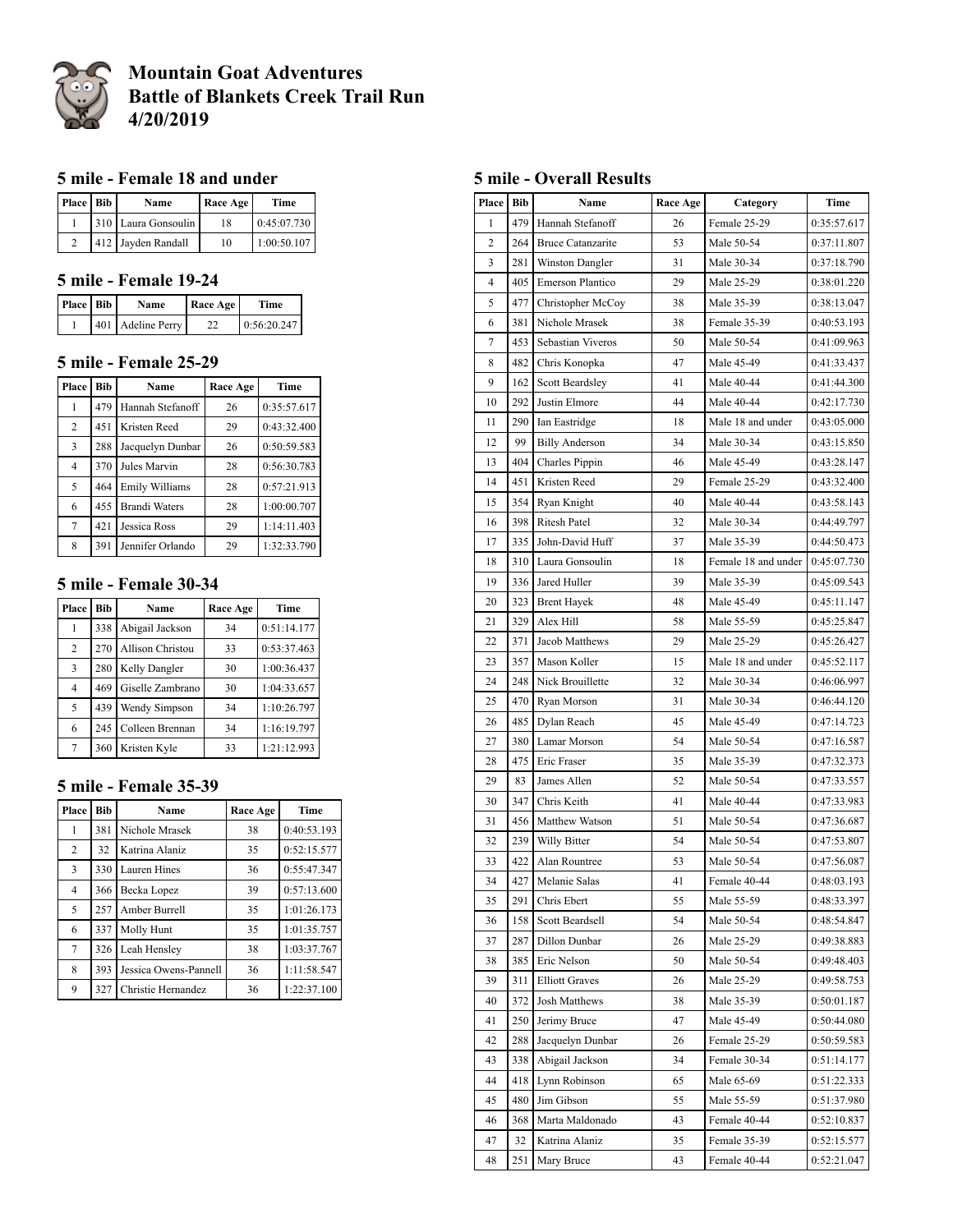# Mountain Goat Adventures
# Battle of Blankets Creek Trail Run
# 4/20/2019

## 5 mile - Female 18 and under

| Place | Bib | Name | Race Age | Time |
|---|---|---|---|---|
| 1 | 310 | Laura Gonsoulin | 18 | 0:45:07.730 |
| 2 | 412 | Jayden Randall | 10 | 1:00:50.107 |

## 5 mile - Female 19-24

| Place | Bib | Name | Race Age | Time |
|---|---|---|---|---|
| 1 | 401 | Adeline Perry | 22 | 0:56:20.247 |

## 5 mile - Female 25-29

| Place | Bib | Name | Race Age | Time |
|---|---|---|---|---|
| 1 | 479 | Hannah Stefanoff | 26 | 0:35:57.617 |
| 2 | 451 | Kristen Reed | 29 | 0:43:32.400 |
| 3 | 288 | Jacquelyn Dunbar | 26 | 0:50:59.583 |
| 4 | 370 | Jules Marvin | 28 | 0:56:30.783 |
| 5 | 464 | Emily Williams | 28 | 0:57:21.913 |
| 6 | 455 | Brandi Waters | 28 | 1:00:00.707 |
| 7 | 421 | Jessica Ross | 29 | 1:14:11.403 |
| 8 | 391 | Jennifer Orlando | 29 | 1:32:33.790 |

## 5 mile - Female 30-34

| Place | Bib | Name | Race Age | Time |
|---|---|---|---|---|
| 1 | 338 | Abigail Jackson | 34 | 0:51:14.177 |
| 2 | 270 | Allison Christou | 33 | 0:53:37.463 |
| 3 | 280 | Kelly Dangler | 30 | 1:00:36.437 |
| 4 | 469 | Giselle Zambrano | 30 | 1:04:33.657 |
| 5 | 439 | Wendy Simpson | 34 | 1:10:26.797 |
| 6 | 245 | Colleen Brennan | 34 | 1:16:19.797 |
| 7 | 360 | Kristen Kyle | 33 | 1:21:12.993 |

## 5 mile - Female 35-39

| Place | Bib | Name | Race Age | Time |
|---|---|---|---|---|
| 1 | 381 | Nichole Mrasek | 38 | 0:40:53.193 |
| 2 | 32 | Katrina Alaniz | 35 | 0:52:15.577 |
| 3 | 330 | Lauren Hines | 36 | 0:55:47.347 |
| 4 | 366 | Becka Lopez | 39 | 0:57:13.600 |
| 5 | 257 | Amber Burrell | 35 | 1:01:26.173 |
| 6 | 337 | Molly Hunt | 35 | 1:01:35.757 |
| 7 | 326 | Leah Hensley | 38 | 1:03:37.767 |
| 8 | 393 | Jessica Owens-Pannell | 36 | 1:11:58.547 |
| 9 | 327 | Christie Hernandez | 36 | 1:22:37.100 |

## 5 mile - Overall Results

| Place | Bib | Name | Race Age | Category | Time |
|---|---|---|---|---|---|
| 1 | 479 | Hannah Stefanoff | 26 | Female 25-29 | 0:35:57.617 |
| 2 | 264 | Bruce Catanzarite | 53 | Male 50-54 | 0:37:11.807 |
| 3 | 281 | Winston Dangler | 31 | Male 30-34 | 0:37:18.790 |
| 4 | 405 | Emerson Plantico | 29 | Male 25-29 | 0:38:01.220 |
| 5 | 477 | Christopher McCoy | 38 | Male 35-39 | 0:38:13.047 |
| 6 | 381 | Nichole Mrasek | 38 | Female 35-39 | 0:40:53.193 |
| 7 | 453 | Sebastian Viveros | 50 | Male 50-54 | 0:41:09.963 |
| 8 | 482 | Chris Konopka | 47 | Male 45-49 | 0:41:33.437 |
| 9 | 162 | Scott Beardsley | 41 | Male 40-44 | 0:41:44.300 |
| 10 | 292 | Justin Elmore | 44 | Male 40-44 | 0:42:17.730 |
| 11 | 290 | Ian Eastridge | 18 | Male 18 and under | 0:43:05.000 |
| 12 | 99 | Billy Anderson | 34 | Male 30-34 | 0:43:15.850 |
| 13 | 404 | Charles Pippin | 46 | Male 45-49 | 0:43:28.147 |
| 14 | 451 | Kristen Reed | 29 | Female 25-29 | 0:43:32.400 |
| 15 | 354 | Ryan Knight | 40 | Male 40-44 | 0:43:58.143 |
| 16 | 398 | Ritesh Patel | 32 | Male 30-34 | 0:44:49.797 |
| 17 | 335 | John-David Huff | 37 | Male 35-39 | 0:44:50.473 |
| 18 | 310 | Laura Gonsoulin | 18 | Female 18 and under | 0:45:07.730 |
| 19 | 336 | Jared Huller | 39 | Male 35-39 | 0:45:09.543 |
| 20 | 323 | Brent Hayek | 48 | Male 45-49 | 0:45:11.147 |
| 21 | 329 | Alex Hill | 58 | Male 55-59 | 0:45:25.847 |
| 22 | 371 | Jacob Matthews | 29 | Male 25-29 | 0:45:26.427 |
| 23 | 357 | Mason Koller | 15 | Male 18 and under | 0:45:52.117 |
| 24 | 248 | Nick Brouillette | 32 | Male 30-34 | 0:46:06.997 |
| 25 | 470 | Ryan Morson | 31 | Male 30-34 | 0:46:44.120 |
| 26 | 485 | Dylan Reach | 45 | Male 45-49 | 0:47:14.723 |
| 27 | 380 | Lamar Morson | 54 | Male 50-54 | 0:47:16.587 |
| 28 | 475 | Eric Fraser | 35 | Male 35-39 | 0:47:32.373 |
| 29 | 83 | James Allen | 52 | Male 50-54 | 0:47:33.557 |
| 30 | 347 | Chris Keith | 41 | Male 40-44 | 0:47:33.983 |
| 31 | 456 | Matthew Watson | 51 | Male 50-54 | 0:47:36.687 |
| 32 | 239 | Willy Bitter | 54 | Male 50-54 | 0:47:53.807 |
| 33 | 422 | Alan Rountree | 53 | Male 50-54 | 0:47:56.087 |
| 34 | 427 | Melanie Salas | 41 | Female 40-44 | 0:48:03.193 |
| 35 | 291 | Chris Ebert | 55 | Male 55-59 | 0:48:33.397 |
| 36 | 158 | Scott Beardsell | 54 | Male 50-54 | 0:48:54.847 |
| 37 | 287 | Dillon Dunbar | 26 | Male 25-29 | 0:49:38.883 |
| 38 | 385 | Eric Nelson | 50 | Male 50-54 | 0:49:48.403 |
| 39 | 311 | Elliott Graves | 26 | Male 25-29 | 0:49:58.753 |
| 40 | 372 | Josh Matthews | 38 | Male 35-39 | 0:50:01.187 |
| 41 | 250 | Jerimy Bruce | 47 | Male 45-49 | 0:50:44.080 |
| 42 | 288 | Jacquelyn Dunbar | 26 | Female 25-29 | 0:50:59.583 |
| 43 | 338 | Abigail Jackson | 34 | Female 30-34 | 0:51:14.177 |
| 44 | 418 | Lynn Robinson | 65 | Male 65-69 | 0:51:22.333 |
| 45 | 480 | Jim Gibson | 55 | Male 55-59 | 0:51:37.980 |
| 46 | 368 | Marta Maldonado | 43 | Female 40-44 | 0:52:10.837 |
| 47 | 32 | Katrina Alaniz | 35 | Female 35-39 | 0:52:15.577 |
| 48 | 251 | Mary Bruce | 43 | Female 40-44 | 0:52:21.047 |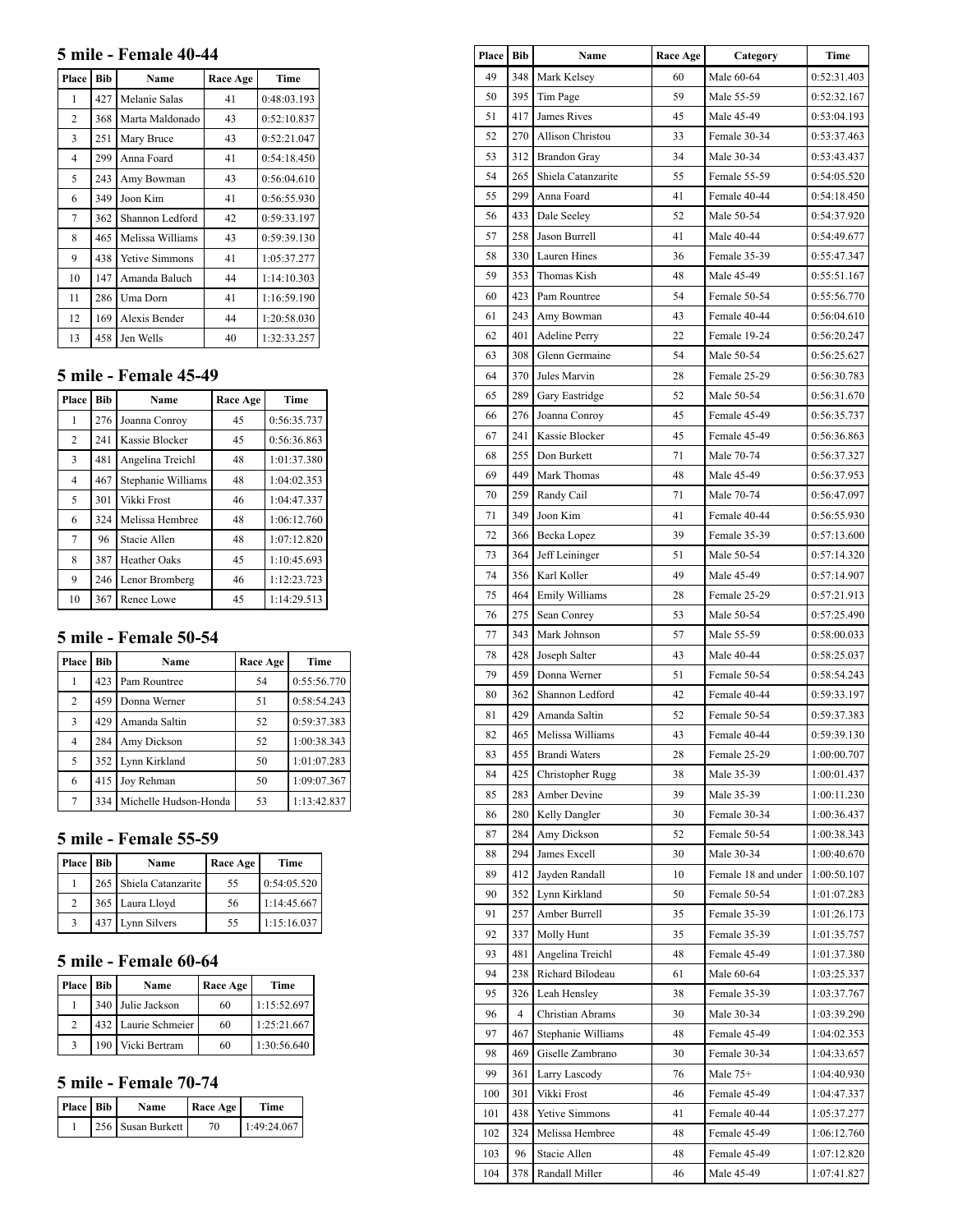## 5 mile - Female 40-44

| Place | Bib | Name | Race Age | Time |
|---|---|---|---|---|
| 1 | 427 | Melanie Salas | 41 | 0:48:03.193 |
| 2 | 368 | Marta Maldonado | 43 | 0:52:10.837 |
| 3 | 251 | Mary Bruce | 43 | 0:52:21.047 |
| 4 | 299 | Anna Foard | 41 | 0:54:18.450 |
| 5 | 243 | Amy Bowman | 43 | 0:56:04.610 |
| 6 | 349 | Joon Kim | 41 | 0:56:55.930 |
| 7 | 362 | Shannon Ledford | 42 | 0:59:33.197 |
| 8 | 465 | Melissa Williams | 43 | 0:59:39.130 |
| 9 | 438 | Yetive Simmons | 41 | 1:05:37.277 |
| 10 | 147 | Amanda Baluch | 44 | 1:14:10.303 |
| 11 | 286 | Uma Dorn | 41 | 1:16:59.190 |
| 12 | 169 | Alexis Bender | 44 | 1:20:58.030 |
| 13 | 458 | Jen Wells | 40 | 1:32:33.257 |

## 5 mile - Female 45-49

| Place | Bib | Name | Race Age | Time |
|---|---|---|---|---|
| 1 | 276 | Joanna Conroy | 45 | 0:56:35.737 |
| 2 | 241 | Kassie Blocker | 45 | 0:56:36.863 |
| 3 | 481 | Angelina Treichl | 48 | 1:01:37.380 |
| 4 | 467 | Stephanie Williams | 48 | 1:04:02.353 |
| 5 | 301 | Vikki Frost | 46 | 1:04:47.337 |
| 6 | 324 | Melissa Hembree | 48 | 1:06:12.760 |
| 7 | 96 | Stacie Allen | 48 | 1:07:12.820 |
| 8 | 387 | Heather Oaks | 45 | 1:10:45.693 |
| 9 | 246 | Lenor Bromberg | 46 | 1:12:23.723 |
| 10 | 367 | Renee Lowe | 45 | 1:14:29.513 |

## 5 mile - Female 50-54

| Place | Bib | Name | Race Age | Time |
|---|---|---|---|---|
| 1 | 423 | Pam Rountree | 54 | 0:55:56.770 |
| 2 | 459 | Donna Werner | 51 | 0:58:54.243 |
| 3 | 429 | Amanda Saltin | 52 | 0:59:37.383 |
| 4 | 284 | Amy Dickson | 52 | 1:00:38.343 |
| 5 | 352 | Lynn Kirkland | 50 | 1:01:07.283 |
| 6 | 415 | Joy Rehman | 50 | 1:09:07.367 |
| 7 | 334 | Michelle Hudson-Honda | 53 | 1:13:42.837 |

## 5 mile - Female 55-59

| Place | Bib | Name | Race Age | Time |
|---|---|---|---|---|
| 1 | 265 | Shiela Catanzarite | 55 | 0:54:05.520 |
| 2 | 365 | Laura Lloyd | 56 | 1:14:45.667 |
| 3 | 437 | Lynn Silvers | 55 | 1:15:16.037 |

## 5 mile - Female 60-64

| Place | Bib | Name | Race Age | Time |
|---|---|---|---|---|
| 1 | 340 | Julie Jackson | 60 | 1:15:52.697 |
| 2 | 432 | Laurie Schmeier | 60 | 1:25:21.667 |
| 3 | 190 | Vicki Bertram | 60 | 1:30:56.640 |

## 5 mile - Female 70-74

| Place | Bib | Name | Race Age | Time |
|---|---|---|---|---|
| 1 | 256 | Susan Burkett | 70 | 1:49:24.067 |

| Place | Bib | Name | Race Age | Category | Time |
|---|---|---|---|---|---|
| 49 | 348 | Mark Kelsey | 60 | Male 60-64 | 0:52:31.403 |
| 50 | 395 | Tim Page | 59 | Male 55-59 | 0:52:32.167 |
| 51 | 417 | James Rives | 45 | Male 45-49 | 0:53:04.193 |
| 52 | 270 | Allison Christou | 33 | Female 30-34 | 0:53:37.463 |
| 53 | 312 | Brandon Gray | 34 | Male 30-34 | 0:53:43.437 |
| 54 | 265 | Shiela Catanzarite | 55 | Female 55-59 | 0:54:05.520 |
| 55 | 299 | Anna Foard | 41 | Female 40-44 | 0:54:18.450 |
| 56 | 433 | Dale Seeley | 52 | Male 50-54 | 0:54:37.920 |
| 57 | 258 | Jason Burrell | 41 | Male 40-44 | 0:54:49.677 |
| 58 | 330 | Lauren Hines | 36 | Female 35-39 | 0:55:47.347 |
| 59 | 353 | Thomas Kish | 48 | Male 45-49 | 0:55:51.167 |
| 60 | 423 | Pam Rountree | 54 | Female 50-54 | 0:55:56.770 |
| 61 | 243 | Amy Bowman | 43 | Female 40-44 | 0:56:04.610 |
| 62 | 401 | Adeline Perry | 22 | Female 19-24 | 0:56:20.247 |
| 63 | 308 | Glenn Germaine | 54 | Male 50-54 | 0:56:25.627 |
| 64 | 370 | Jules Marvin | 28 | Female 25-29 | 0:56:30.783 |
| 65 | 289 | Gary Eastridge | 52 | Male 50-54 | 0:56:31.670 |
| 66 | 276 | Joanna Conroy | 45 | Female 45-49 | 0:56:35.737 |
| 67 | 241 | Kassie Blocker | 45 | Female 45-49 | 0:56:36.863 |
| 68 | 255 | Don Burkett | 71 | Male 70-74 | 0:56:37.327 |
| 69 | 449 | Mark Thomas | 48 | Male 45-49 | 0:56:37.953 |
| 70 | 259 | Randy Cail | 71 | Male 70-74 | 0:56:47.097 |
| 71 | 349 | Joon Kim | 41 | Female 40-44 | 0:56:55.930 |
| 72 | 366 | Becka Lopez | 39 | Female 35-39 | 0:57:13.600 |
| 73 | 364 | Jeff Leininger | 51 | Male 50-54 | 0:57:14.320 |
| 74 | 356 | Karl Koller | 49 | Male 45-49 | 0:57:14.907 |
| 75 | 464 | Emily Williams | 28 | Female 25-29 | 0:57:21.913 |
| 76 | 275 | Sean Conrey | 53 | Male 50-54 | 0:57:25.490 |
| 77 | 343 | Mark Johnson | 57 | Male 55-59 | 0:58:00.033 |
| 78 | 428 | Joseph Salter | 43 | Male 40-44 | 0:58:25.037 |
| 79 | 459 | Donna Werner | 51 | Female 50-54 | 0:58:54.243 |
| 80 | 362 | Shannon Ledford | 42 | Female 40-44 | 0:59:33.197 |
| 81 | 429 | Amanda Saltin | 52 | Female 50-54 | 0:59:37.383 |
| 82 | 465 | Melissa Williams | 43 | Female 40-44 | 0:59:39.130 |
| 83 | 455 | Brandi Waters | 28 | Female 25-29 | 1:00:00.707 |
| 84 | 425 | Christopher Rugg | 38 | Male 35-39 | 1:00:01.437 |
| 85 | 283 | Amber Devine | 39 | Male 35-39 | 1:00:11.230 |
| 86 | 280 | Kelly Dangler | 30 | Female 30-34 | 1:00:36.437 |
| 87 | 284 | Amy Dickson | 52 | Female 50-54 | 1:00:38.343 |
| 88 | 294 | James Excell | 30 | Male 30-34 | 1:00:40.670 |
| 89 | 412 | Jayden Randall | 10 | Female 18 and under | 1:00:50.107 |
| 90 | 352 | Lynn Kirkland | 50 | Female 50-54 | 1:01:07.283 |
| 91 | 257 | Amber Burrell | 35 | Female 35-39 | 1:01:26.173 |
| 92 | 337 | Molly Hunt | 35 | Female 35-39 | 1:01:35.757 |
| 93 | 481 | Angelina Treichl | 48 | Female 45-49 | 1:01:37.380 |
| 94 | 238 | Richard Bilodeau | 61 | Male 60-64 | 1:03:25.337 |
| 95 | 326 | Leah Hensley | 38 | Female 35-39 | 1:03:37.767 |
| 96 | 4 | Christian Abrams | 30 | Male 30-34 | 1:03:39.290 |
| 97 | 467 | Stephanie Williams | 48 | Female 45-49 | 1:04:02.353 |
| 98 | 469 | Giselle Zambrano | 30 | Female 30-34 | 1:04:33.657 |
| 99 | 361 | Larry Lascody | 76 | Male 75+ | 1:04:40.930 |
| 100 | 301 | Vikki Frost | 46 | Female 45-49 | 1:04:47.337 |
| 101 | 438 | Yetive Simmons | 41 | Female 40-44 | 1:05:37.277 |
| 102 | 324 | Melissa Hembree | 48 | Female 45-49 | 1:06:12.760 |
| 103 | 96 | Stacie Allen | 48 | Female 45-49 | 1:07:12.820 |
| 104 | 378 | Randall Miller | 46 | Male 45-49 | 1:07:41.827 |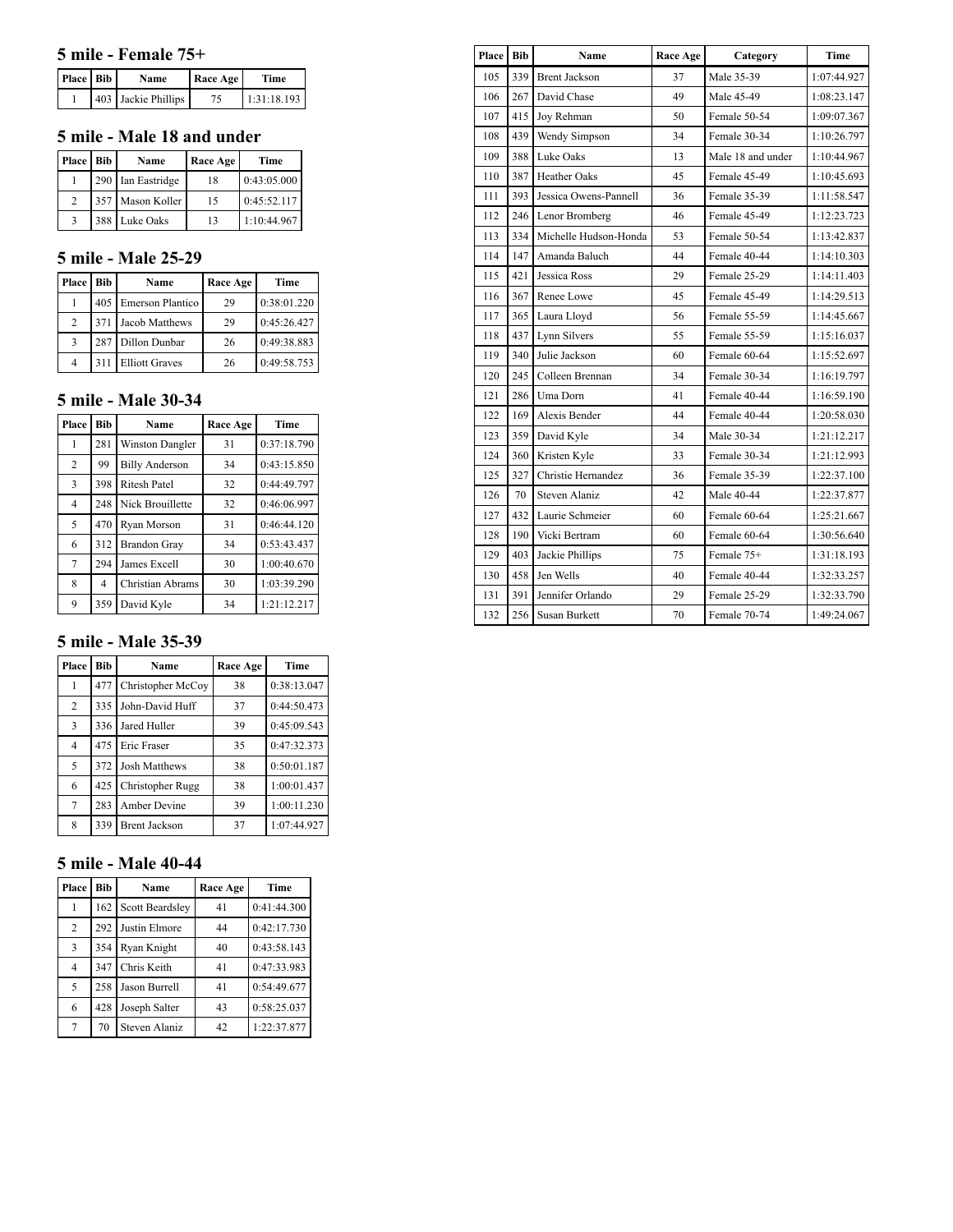## 5 mile - Female 75+

| Place | Bib | Name | Race Age | Time |
|---|---|---|---|---|
| 1 | 403 | Jackie Phillips | 75 | 1:31:18.193 |

## 5 mile - Male 18 and under

| Place | Bib | Name | Race Age | Time |
|---|---|---|---|---|
| 1 | 290 | Ian Eastridge | 18 | 0:43:05.000 |
| 2 | 357 | Mason Koller | 15 | 0:45:52.117 |
| 3 | 388 | Luke Oaks | 13 | 1:10:44.967 |

## 5 mile - Male 25-29

| Place | Bib | Name | Race Age | Time |
|---|---|---|---|---|
| 1 | 405 | Emerson Plantico | 29 | 0:38:01.220 |
| 2 | 371 | Jacob Matthews | 29 | 0:45:26.427 |
| 3 | 287 | Dillon Dunbar | 26 | 0:49:38.883 |
| 4 | 311 | Elliott Graves | 26 | 0:49:58.753 |

## 5 mile - Male 30-34

| Place | Bib | Name | Race Age | Time |
|---|---|---|---|---|
| 1 | 281 | Winston Dangler | 31 | 0:37:18.790 |
| 2 | 99 | Billy Anderson | 34 | 0:43:15.850 |
| 3 | 398 | Ritesh Patel | 32 | 0:44:49.797 |
| 4 | 248 | Nick Brouillette | 32 | 0:46:06.997 |
| 5 | 470 | Ryan Morson | 31 | 0:46:44.120 |
| 6 | 312 | Brandon Gray | 34 | 0:53:43.437 |
| 7 | 294 | James Excell | 30 | 1:00:40.670 |
| 8 | 4 | Christian Abrams | 30 | 1:03:39.290 |
| 9 | 359 | David Kyle | 34 | 1:21:12.217 |

## 5 mile - Male 35-39

| Place | Bib | Name | Race Age | Time |
|---|---|---|---|---|
| 1 | 477 | Christopher McCoy | 38 | 0:38:13.047 |
| 2 | 335 | John-David Huff | 37 | 0:44:50.473 |
| 3 | 336 | Jared Huller | 39 | 0:45:09.543 |
| 4 | 475 | Eric Fraser | 35 | 0:47:32.373 |
| 5 | 372 | Josh Matthews | 38 | 0:50:01.187 |
| 6 | 425 | Christopher Rugg | 38 | 1:00:01.437 |
| 7 | 283 | Amber Devine | 39 | 1:00:11.230 |
| 8 | 339 | Brent Jackson | 37 | 1:07:44.927 |

## 5 mile - Male 40-44

| Place | Bib | Name | Race Age | Time |
|---|---|---|---|---|
| 1 | 162 | Scott Beardsley | 41 | 0:41:44.300 |
| 2 | 292 | Justin Elmore | 44 | 0:42:17.730 |
| 3 | 354 | Ryan Knight | 40 | 0:43:58.143 |
| 4 | 347 | Chris Keith | 41 | 0:47:33.983 |
| 5 | 258 | Jason Burrell | 41 | 0:54:49.677 |
| 6 | 428 | Joseph Salter | 43 | 0:58:25.037 |
| 7 | 70 | Steven Alaniz | 42 | 1:22:37.877 |

| Place | Bib | Name | Race Age | Category | Time |
|---|---|---|---|---|---|
| 105 | 339 | Brent Jackson | 37 | Male 35-39 | 1:07:44.927 |
| 106 | 267 | David Chase | 49 | Male 45-49 | 1:08:23.147 |
| 107 | 415 | Joy Rehman | 50 | Female 50-54 | 1:09:07.367 |
| 108 | 439 | Wendy Simpson | 34 | Female 30-34 | 1:10:26.797 |
| 109 | 388 | Luke Oaks | 13 | Male 18 and under | 1:10:44.967 |
| 110 | 387 | Heather Oaks | 45 | Female 45-49 | 1:10:45.693 |
| 111 | 393 | Jessica Owens-Pannell | 36 | Female 35-39 | 1:11:58.547 |
| 112 | 246 | Lenor Bromberg | 46 | Female 45-49 | 1:12:23.723 |
| 113 | 334 | Michelle Hudson-Honda | 53 | Female 50-54 | 1:13:42.837 |
| 114 | 147 | Amanda Baluch | 44 | Female 40-44 | 1:14:10.303 |
| 115 | 421 | Jessica Ross | 29 | Female 25-29 | 1:14:11.403 |
| 116 | 367 | Renee Lowe | 45 | Female 45-49 | 1:14:29.513 |
| 117 | 365 | Laura Lloyd | 56 | Female 55-59 | 1:14:45.667 |
| 118 | 437 | Lynn Silvers | 55 | Female 55-59 | 1:15:16.037 |
| 119 | 340 | Julie Jackson | 60 | Female 60-64 | 1:15:52.697 |
| 120 | 245 | Colleen Brennan | 34 | Female 30-34 | 1:16:19.797 |
| 121 | 286 | Uma Dorn | 41 | Female 40-44 | 1:16:59.190 |
| 122 | 169 | Alexis Bender | 44 | Female 40-44 | 1:20:58.030 |
| 123 | 359 | David Kyle | 34 | Male 30-34 | 1:21:12.217 |
| 124 | 360 | Kristen Kyle | 33 | Female 30-34 | 1:21:12.993 |
| 125 | 327 | Christie Hernandez | 36 | Female 35-39 | 1:22:37.100 |
| 126 | 70 | Steven Alaniz | 42 | Male 40-44 | 1:22:37.877 |
| 127 | 432 | Laurie Schmeier | 60 | Female 60-64 | 1:25:21.667 |
| 128 | 190 | Vicki Bertram | 60 | Female 60-64 | 1:30:56.640 |
| 129 | 403 | Jackie Phillips | 75 | Female 75+ | 1:31:18.193 |
| 130 | 458 | Jen Wells | 40 | Female 40-44 | 1:32:33.257 |
| 131 | 391 | Jennifer Orlando | 29 | Female 25-29 | 1:32:33.790 |
| 132 | 256 | Susan Burkett | 70 | Female 70-74 | 1:49:24.067 |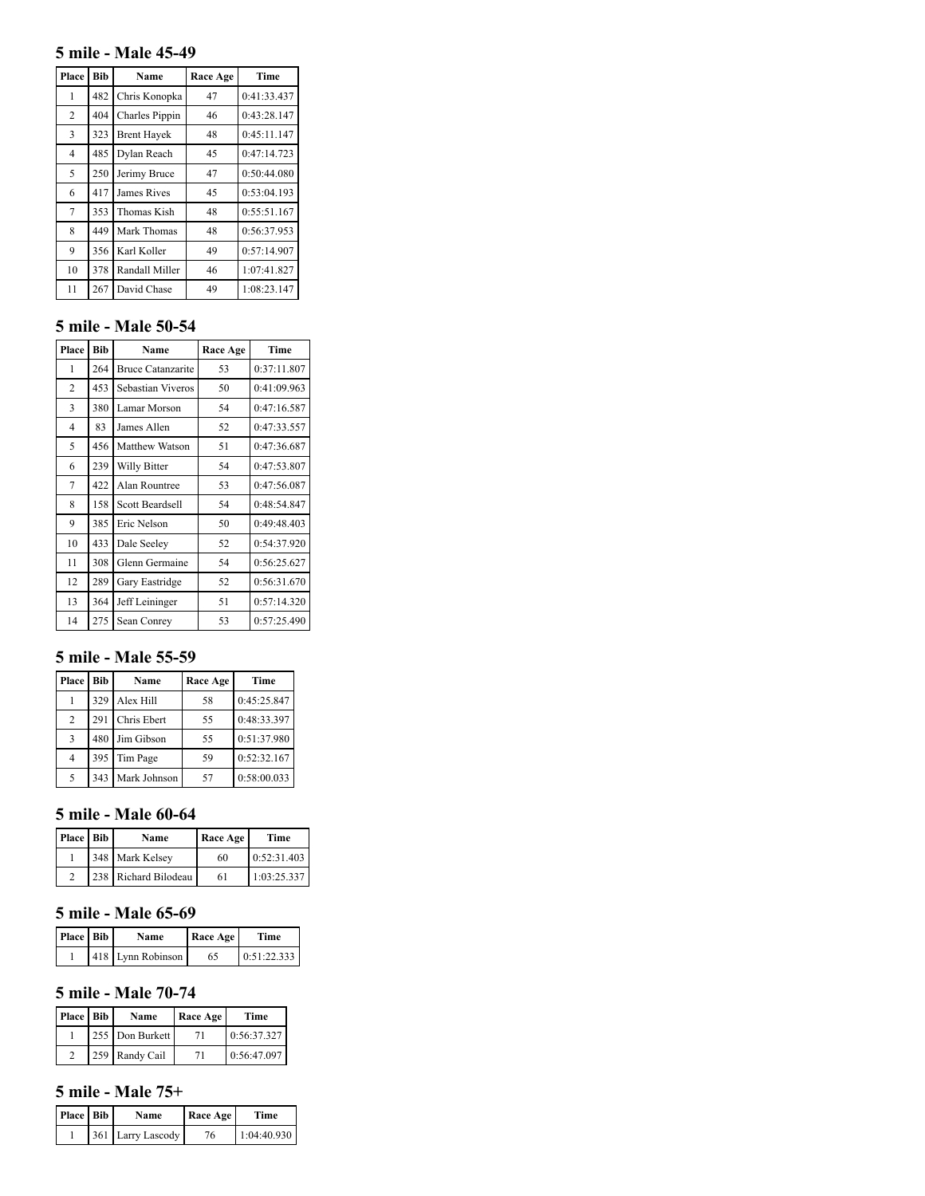### 5 mile - Male 45-49

| Place | Bib | Name | Race Age | Time |
|---|---|---|---|---|
| 1 | 482 | Chris Konopka | 47 | 0:41:33.437 |
| 2 | 404 | Charles Pippin | 46 | 0:43:28.147 |
| 3 | 323 | Brent Hayek | 48 | 0:45:11.147 |
| 4 | 485 | Dylan Reach | 45 | 0:47:14.723 |
| 5 | 250 | Jerimy Bruce | 47 | 0:50:44.080 |
| 6 | 417 | James Rives | 45 | 0:53:04.193 |
| 7 | 353 | Thomas Kish | 48 | 0:55:51.167 |
| 8 | 449 | Mark Thomas | 48 | 0:56:37.953 |
| 9 | 356 | Karl Koller | 49 | 0:57:14.907 |
| 10 | 378 | Randall Miller | 46 | 1:07:41.827 |
| 11 | 267 | David Chase | 49 | 1:08:23.147 |

### 5 mile - Male 50-54

| Place | Bib | Name | Race Age | Time |
|---|---|---|---|---|
| 1 | 264 | Bruce Catanzarite | 53 | 0:37:11.807 |
| 2 | 453 | Sebastian Viveros | 50 | 0:41:09.963 |
| 3 | 380 | Lamar Morson | 54 | 0:47:16.587 |
| 4 | 83 | James Allen | 52 | 0:47:33.557 |
| 5 | 456 | Matthew Watson | 51 | 0:47:36.687 |
| 6 | 239 | Willy Bitter | 54 | 0:47:53.807 |
| 7 | 422 | Alan Rountree | 53 | 0:47:56.087 |
| 8 | 158 | Scott Beardsell | 54 | 0:48:54.847 |
| 9 | 385 | Eric Nelson | 50 | 0:49:48.403 |
| 10 | 433 | Dale Seeley | 52 | 0:54:37.920 |
| 11 | 308 | Glenn Germaine | 54 | 0:56:25.627 |
| 12 | 289 | Gary Eastridge | 52 | 0:56:31.670 |
| 13 | 364 | Jeff Leininger | 51 | 0:57:14.320 |
| 14 | 275 | Sean Conrey | 53 | 0:57:25.490 |

### 5 mile - Male 55-59

| Place | Bib | Name | Race Age | Time |
|---|---|---|---|---|
| 1 | 329 | Alex Hill | 58 | 0:45:25.847 |
| 2 | 291 | Chris Ebert | 55 | 0:48:33.397 |
| 3 | 480 | Jim Gibson | 55 | 0:51:37.980 |
| 4 | 395 | Tim Page | 59 | 0:52:32.167 |
| 5 | 343 | Mark Johnson | 57 | 0:58:00.033 |

### 5 mile - Male 60-64

| Place | Bib | Name | Race Age | Time |
|---|---|---|---|---|
| 1 | 348 | Mark Kelsey | 60 | 0:52:31.403 |
| 2 | 238 | Richard Bilodeau | 61 | 1:03:25.337 |

### 5 mile - Male 65-69

| Place | Bib | Name | Race Age | Time |
|---|---|---|---|---|
| 1 | 418 | Lynn Robinson | 65 | 0:51:22.333 |

### 5 mile - Male 70-74

| Place | Bib | Name | Race Age | Time |
|---|---|---|---|---|
| 1 | 255 | Don Burkett | 71 | 0:56:37.327 |
| 2 | 259 | Randy Cail | 71 | 0:56:47.097 |

### 5 mile - Male 75+

| Place | Bib | Name | Race Age | Time |
|---|---|---|---|---|
| 1 | 361 | Larry Lascody | 76 | 1:04:40.930 |